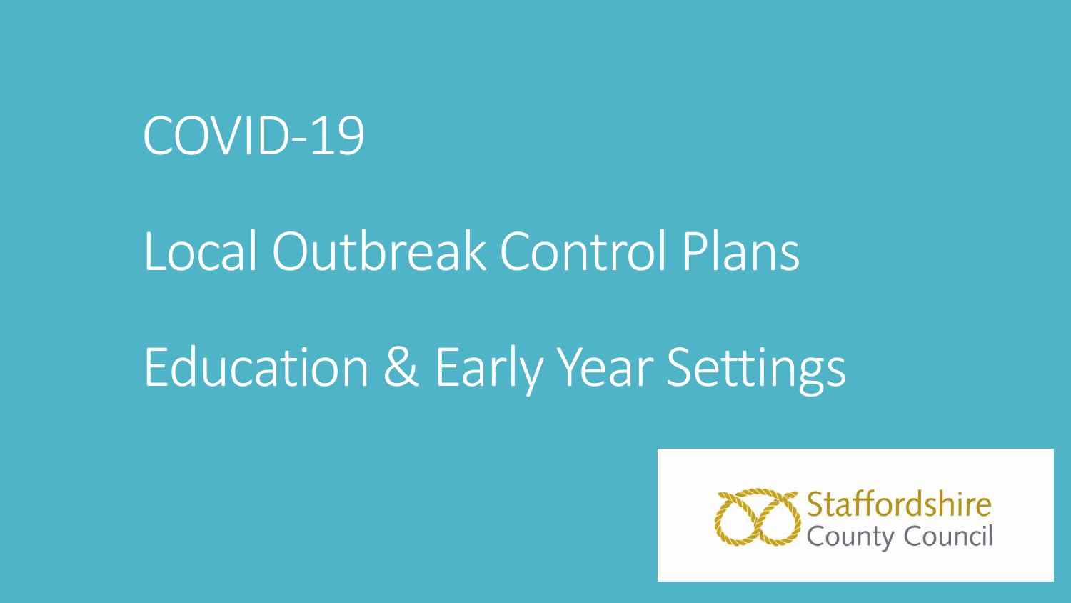# COVID-19

# Local Outbreak Control Plans

# Education & Early Year Settings

Staffordshire County Council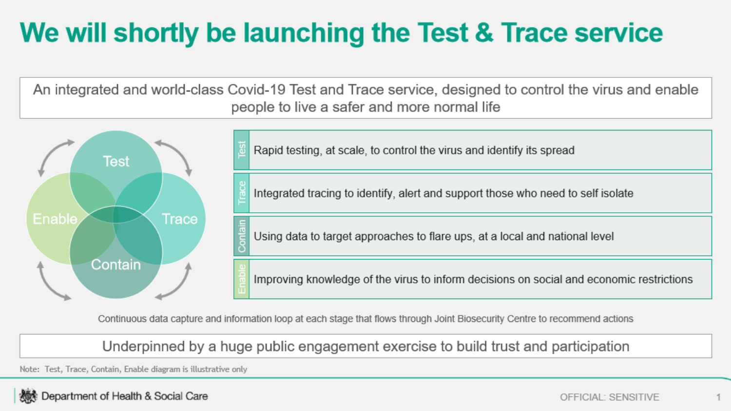# We will shortly be launching the Test & Trace service

An integrated and world-class Covid-19 Test and Trace service, designed to control the virus and enable people to live a safer and more normal life

Test, Enable, Trace, Contain

- **Test**: Rapid testing, at scale, to control the virus and identify its spread
- **Trace**: Integrated tracing to identify, alert and support those who need to self isolate
- **Contain**: Using data to target approaches to flare ups, at a local and national level
- **Enable**: Improving knowledge of the virus to inform decisions on social and economic restrictions

Continuous data capture and information loop at each stage that flows through Joint Biosecurity Centre to recommend actions

Underpinned by a huge public engagement exercise to build trust and participation

Note: Test, Trace, Contain, Enable diagram is illustrative only

Department of Health & Social Care

OFFICIAL: SENSITIVE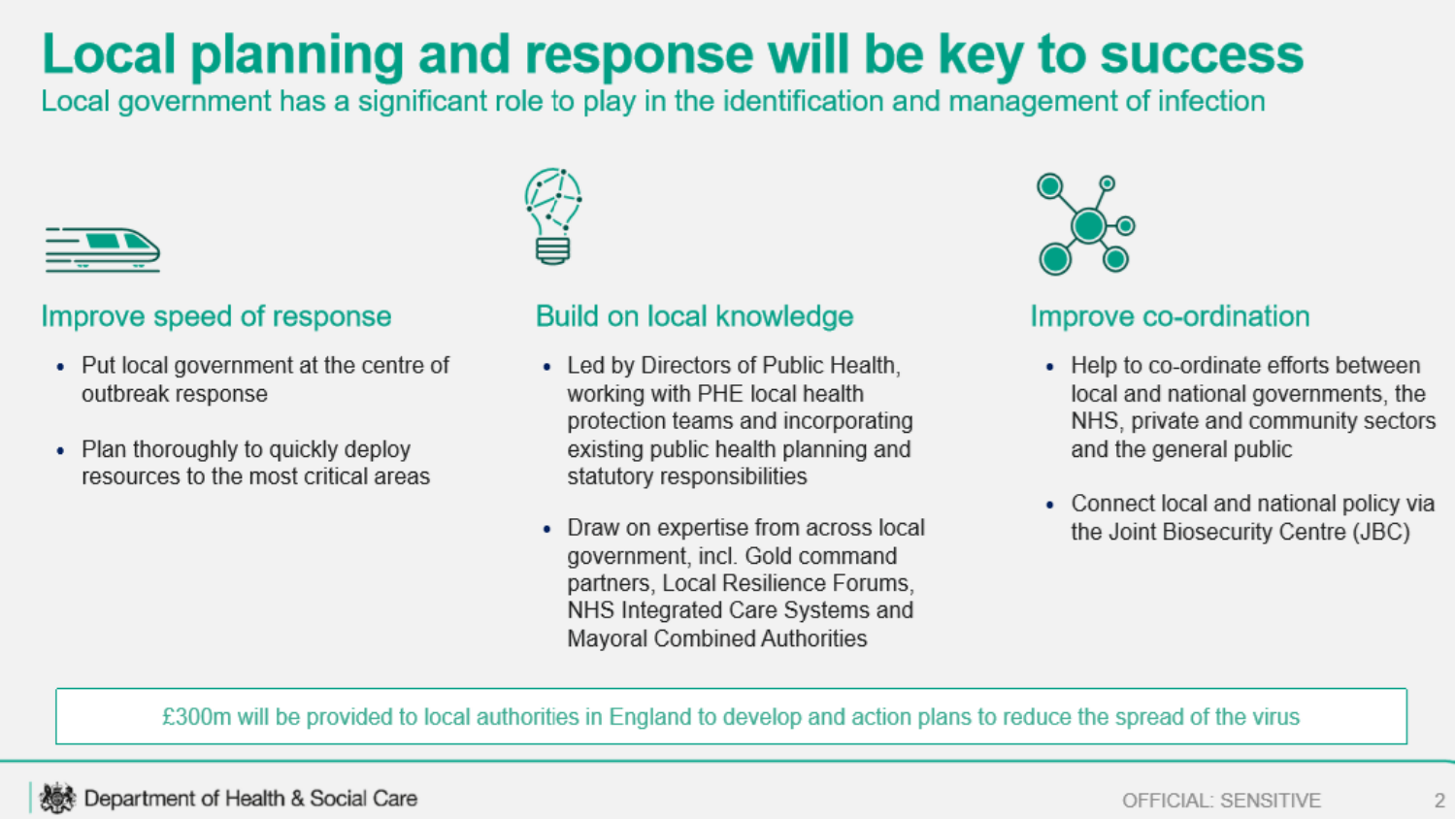# Local planning and response will be key to success

Local government has a significant role to play in the identification and management of infection

### Improve speed of response

- Put local government at the centre of outbreak response
- Plan thoroughly to quickly deploy resources to the most critical areas

### Build on local knowledge

- Led by Directors of Public Health, working with PHE local health protection teams and incorporating existing public health planning and statutory responsibilities
- Draw on expertise from across local government, incl. Gold command partners, Local Resilience Forums, NHS Integrated Care Systems and Mayoral Combined Authorities

### Improve co-ordination

- Help to co-ordinate efforts between local and national governments, the NHS, private and community sectors and the general public
- Connect local and national policy via the Joint Biosecurity Centre (JBC)

£300m will be provided to local authorities in England to develop and action plans to reduce the spread of the virus

Department of Health & Social Care

OFFICIAL: SENSITIVE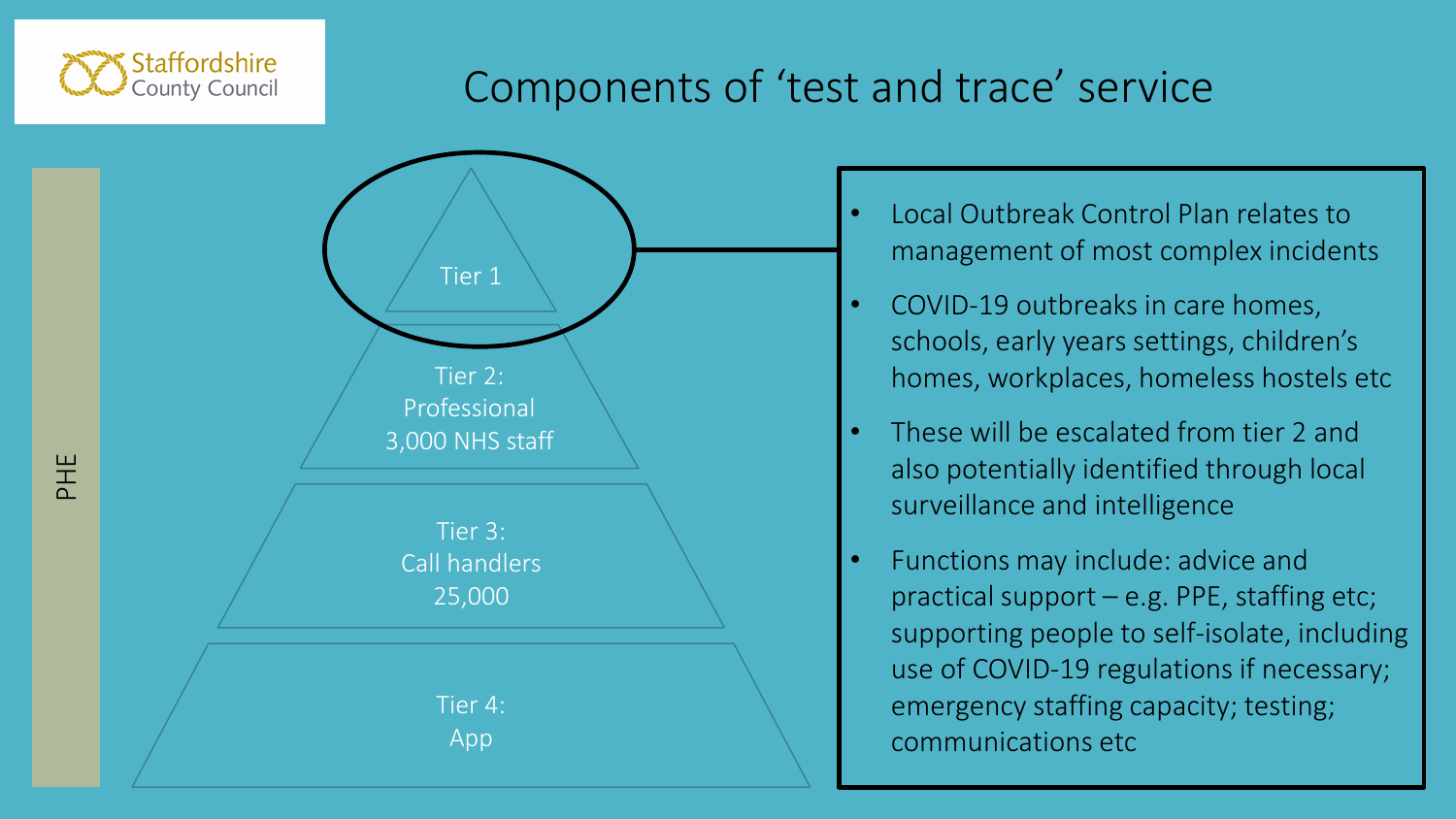Staffordshire County Council

# Components of 'test and trace' service

PHE

- Tier 1
- Tier 2: Professional 3,000 NHS staff
- Tier 3: Call handlers 25,000
- Tier 4: App

Tier 1:

- Local Outbreak Control Plan relates to management of most complex incidents
- COVID-19 outbreaks in care homes, schools, early years settings, children's homes, workplaces, homeless hostels etc
- These will be escalated from tier 2 and also potentially identified through local surveillance and intelligence
- Functions may include: advice and practical support – e.g. PPE, staffing etc; supporting people to self-isolate, including use of COVID-19 regulations if necessary; emergency staffing capacity; testing; communications etc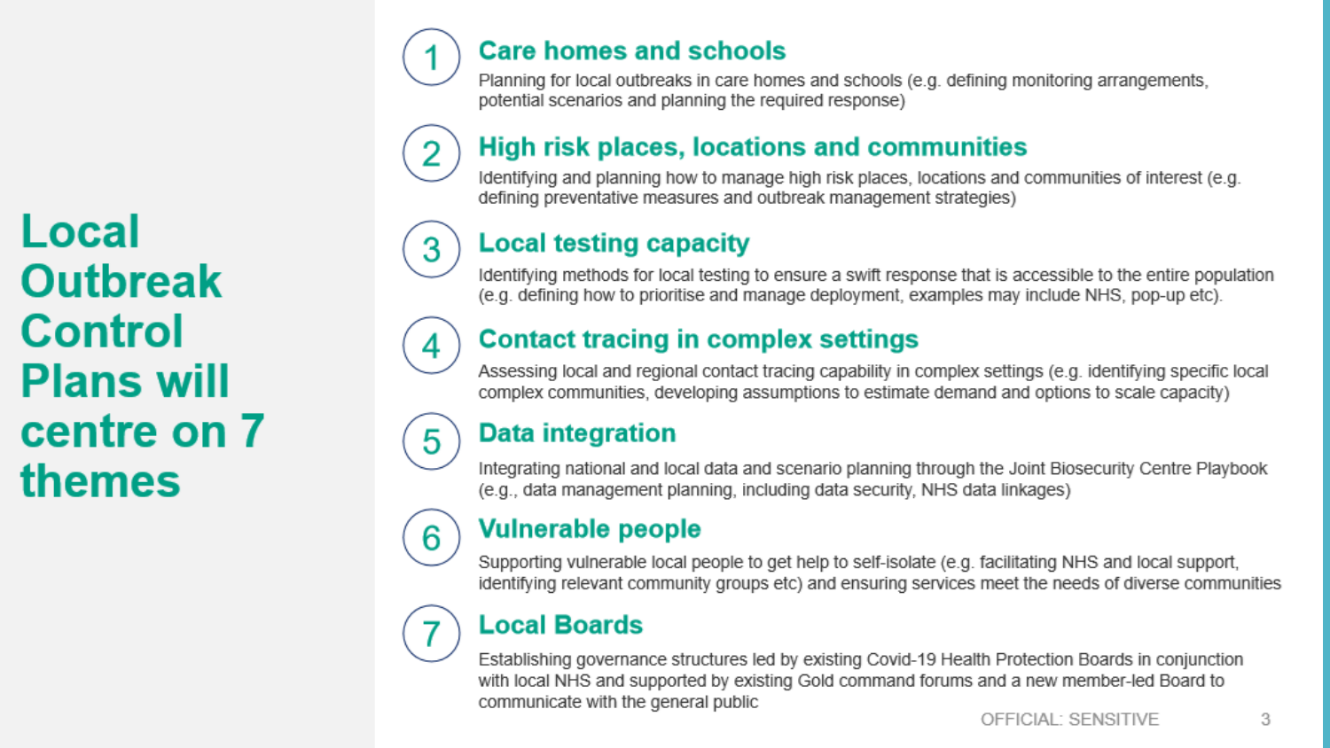# Local Outbreak Control Plans will centre on 7 themes

1. **Care homes and schools**
   Planning for local outbreaks in care homes and schools (e.g. defining monitoring arrangements, potential scenarios and planning the required response)

2. **High risk places, locations and communities**
   Identifying and planning how to manage high risk places, locations and communities of interest (e.g. defining preventative measures and outbreak management strategies)

3. **Local testing capacity**
   Identifying methods for local testing to ensure a swift response that is accessible to the entire population (e.g. defining how to prioritise and manage deployment, examples may include NHS, pop-up etc).

4. **Contact tracing in complex settings**
   Assessing local and regional contact tracing capability in complex settings (e.g. identifying specific local complex communities, developing assumptions to estimate demand and options to scale capacity)

5. **Data integration**
   Integrating national and local data and scenario planning through the Joint Biosecurity Centre Playbook (e.g., data management planning, including data security, NHS data linkages)

6. **Vulnerable people**
   Supporting vulnerable local people to get help to self-isolate (e.g. facilitating NHS and local support, identifying relevant community groups etc) and ensuring services meet the needs of diverse communities

7. **Local Boards**
   Establishing governance structures led by existing Covid-19 Health Protection Boards in conjunction with local NHS and supported by existing Gold command forums and a new member-led Board to communicate with the general public

OFFICIAL: SENSITIVE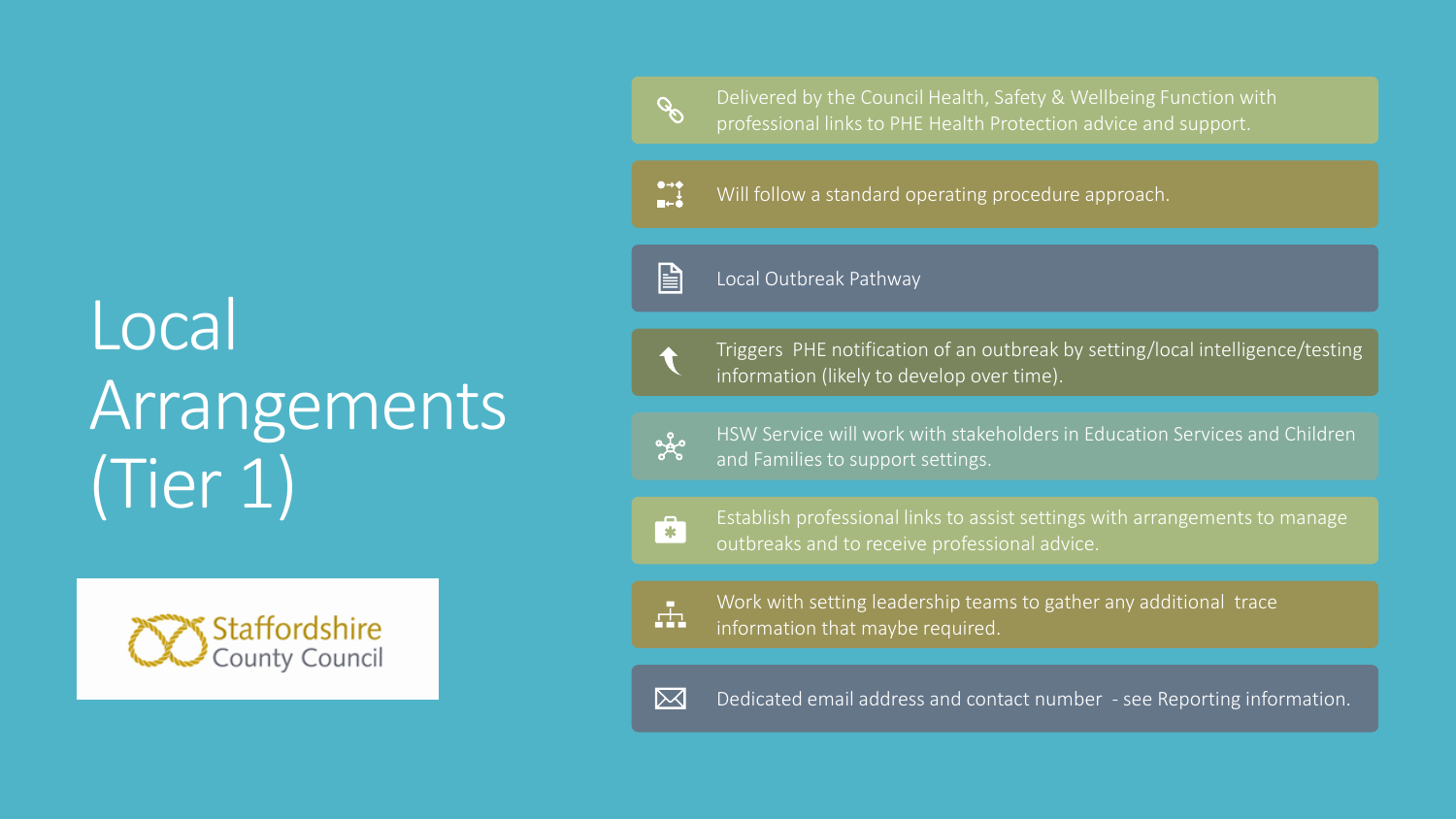# Local Arrangements (Tier 1)

Staffordshire County Council

- Delivered by the Council Health, Safety & Wellbeing Function with professional links to PHE Health Protection advice and support.
- Will follow a standard operating procedure approach.
- Local Outbreak Pathway
- Triggers PHE notification of an outbreak by setting/local intelligence/testing information (likely to develop over time).
- HSW Service will work with stakeholders in Education Services and Children and Families to support settings.
- Establish professional links to assist settings with arrangements to manage outbreaks and to receive professional advice.
- Work with setting leadership teams to gather any additional trace information that maybe required.
- Dedicated email address and contact number - see Reporting information.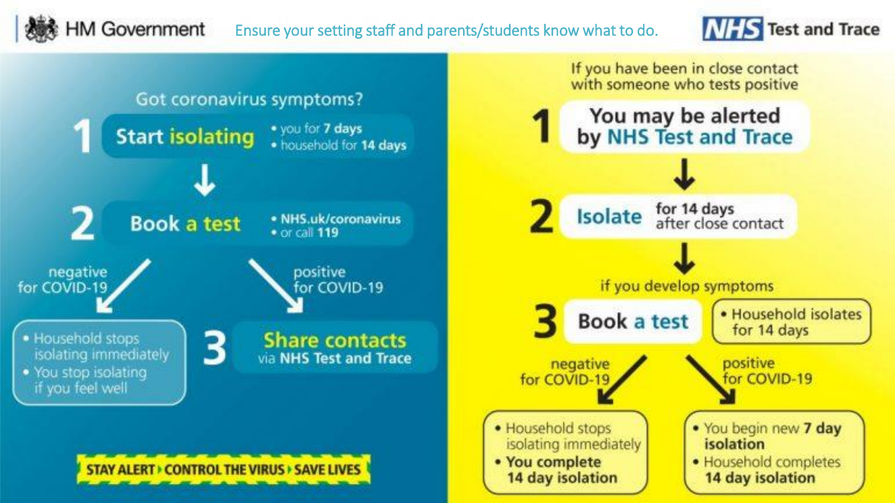HM Government

Ensure your setting staff and parents/students know what to do.

NHS Test and Trace

## Got coronavirus symptoms?

**1 Start isolating**
- you for **7 days**
- household for **14 days**

**2 Book a test**
- **NHS.uk/coronavirus**
- or call **119**

negative for COVID-19:
- Household stops isolating immediately
- You stop isolating if you feel well

positive for COVID-19:

**3 Share contacts** via **NHS Test and Trace**

**STAY ALERT › CONTROL THE VIRUS › SAVE LIVES**

## If you have been in close contact with someone who tests positive

**1 You may be alerted by NHS Test and Trace**

**2 Isolate** for 14 days after close contact

if you develop symptoms

**3 Book a test**
- Household isolates for 14 days

negative for COVID-19:
- Household stops isolating immediately
- **You complete 14 day isolation**

positive for COVID-19:
- You begin new **7 day isolation**
- Household completes **14 day isolation**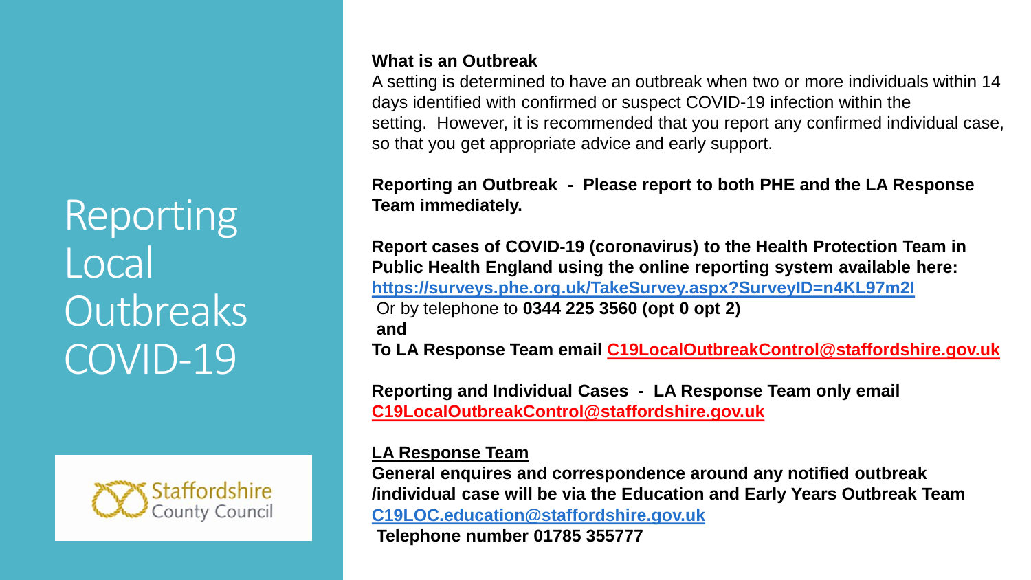# Reporting Local Outbreaks COVID-19

Staffordshire County Council

**What is an Outbreak**

A setting is determined to have an outbreak when two or more individuals within 14 days identified with confirmed or suspect COVID-19 infection within the setting. However, it is recommended that you report any confirmed individual case, so that you get appropriate advice and early support.

**Reporting an Outbreak - Please report to both PHE and the LA Response Team immediately.**

**Report cases of COVID-19 (coronavirus) to the Health Protection Team in Public Health England using the online reporting system available here:** **https://surveys.phe.org.uk/TakeSurvey.aspx?SurveyID=n4KL97m2I**

Or by telephone to **0344 225 3560 (opt 0 opt 2)**

**and**

**To LA Response Team email C19LocalOutbreakControl@staffordshire.gov.uk**

**Reporting and Individual Cases - LA Response Team only email C19LocalOutbreakControl@staffordshire.gov.uk**

**LA Response Team**

**General enquires and correspondence around any notified outbreak /individual case will be via the Education and Early Years Outbreak Team C19LOC.education@staffordshire.gov.uk**

**Telephone number 01785 355777**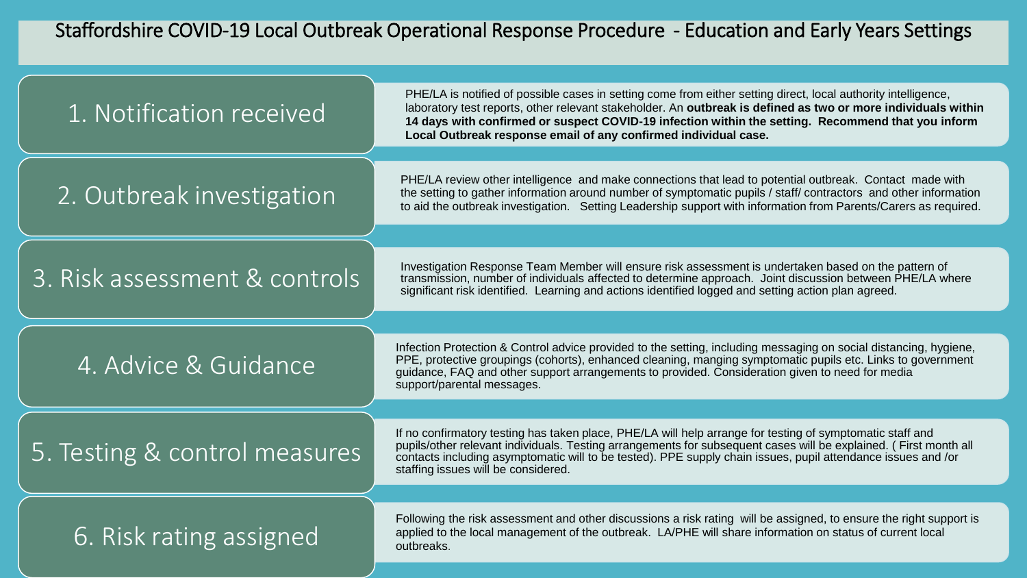# Staffordshire COVID-19 Local Outbreak Operational Response Procedure - Education and Early Years Settings

## 1. Notification received

PHE/LA is notified of possible cases in setting come from either setting direct, local authority intelligence, laboratory test reports, other relevant stakeholder. An **outbreak is defined as two or more individuals within 14 days with confirmed or suspect COVID-19 infection within the setting. Recommend that you inform Local Outbreak response email of any confirmed individual case.**

## 2. Outbreak investigation

PHE/LA review other intelligence and make connections that lead to potential outbreak. Contact made with the setting to gather information around number of symptomatic pupils / staff/ contractors and other information to aid the outbreak investigation. Setting Leadership support with information from Parents/Carers as required.

## 3. Risk assessment & controls

Investigation Response Team Member will ensure risk assessment is undertaken based on the pattern of transmission, number of individuals affected to determine approach. Joint discussion between PHE/LA where significant risk identified. Learning and actions identified logged and setting action plan agreed.

## 4. Advice & Guidance

Infection Protection & Control advice provided to the setting, including messaging on social distancing, hygiene, PPE, protective groupings (cohorts), enhanced cleaning, manging symptomatic pupils etc. Links to government guidance, FAQ and other support arrangements to provided. Consideration given to need for media support/parental messages.

## 5. Testing & control measures

If no confirmatory testing has taken place, PHE/LA will help arrange for testing of symptomatic staff and pupils/other relevant individuals. Testing arrangements for subsequent cases will be explained. ( First month all contacts including asymptomatic will to be tested). PPE supply chain issues, pupil attendance issues and /or staffing issues will be considered.

## 6. Risk rating assigned

Following the risk assessment and other discussions a risk rating will be assigned, to ensure the right support is applied to the local management of the outbreak. LA/PHE will share information on status of current local outbreaks.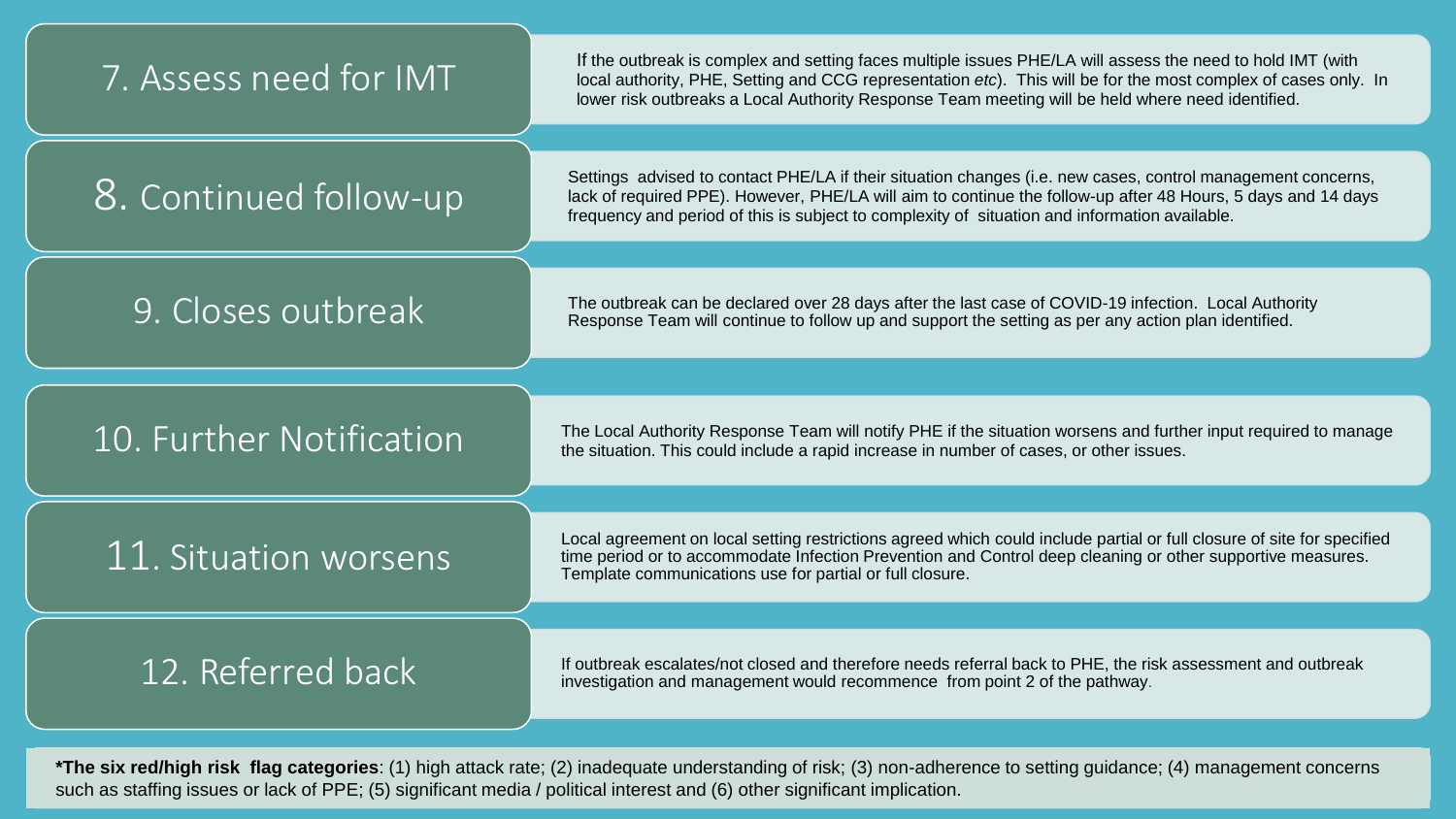## 7. Assess need for IMT

If the outbreak is complex and setting faces multiple issues PHE/LA will assess the need to hold IMT (with local authority, PHE, Setting and CCG representation *etc*). This will be for the most complex of cases only. In lower risk outbreaks a Local Authority Response Team meeting will be held where need identified.

## 8. Continued follow-up

Settings advised to contact PHE/LA if their situation changes (i.e. new cases, control management concerns, lack of required PPE). However, PHE/LA will aim to continue the follow-up after 48 Hours, 5 days and 14 days frequency and period of this is subject to complexity of situation and information available.

## 9. Closes outbreak

The outbreak can be declared over 28 days after the last case of COVID-19 infection. Local Authority Response Team will continue to follow up and support the setting as per any action plan identified.

## 10. Further Notification

The Local Authority Response Team will notify PHE if the situation worsens and further input required to manage the situation. This could include a rapid increase in number of cases, or other issues.

## 11. Situation worsens

Local agreement on local setting restrictions agreed which could include partial or full closure of site for specified time period or to accommodate Infection Prevention and Control deep cleaning or other supportive measures. Template communications use for partial or full closure.

## 12. Referred back

If outbreak escalates/not closed and therefore needs referral back to PHE, the risk assessment and outbreak investigation and management would recommence from point 2 of the pathway.

**\*The six red/high risk flag categories**: (1) high attack rate; (2) inadequate understanding of risk; (3) non-adherence to setting guidance; (4) management concerns such as staffing issues or lack of PPE; (5) significant media / political interest and (6) other significant implication.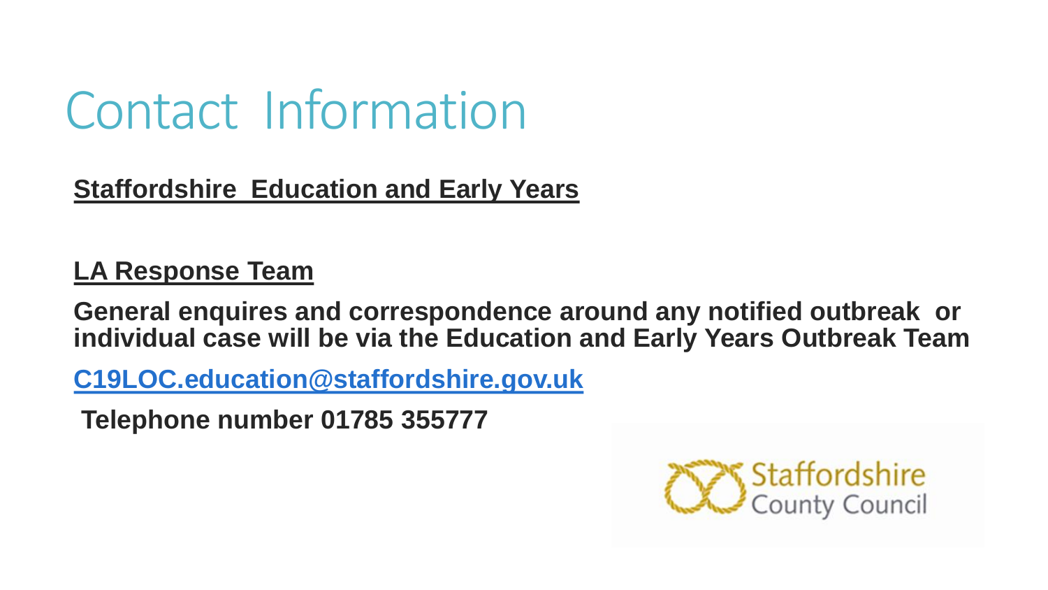# Contact Information

**Staffordshire Education and Early Years**

**LA Response Team**

**General enquires and correspondence around any notified outbreak or individual case will be via the Education and Early Years Outbreak Team**

**C19LOC.education@staffordshire.gov.uk**

**Telephone number 01785 355777**

Staffordshire County Council